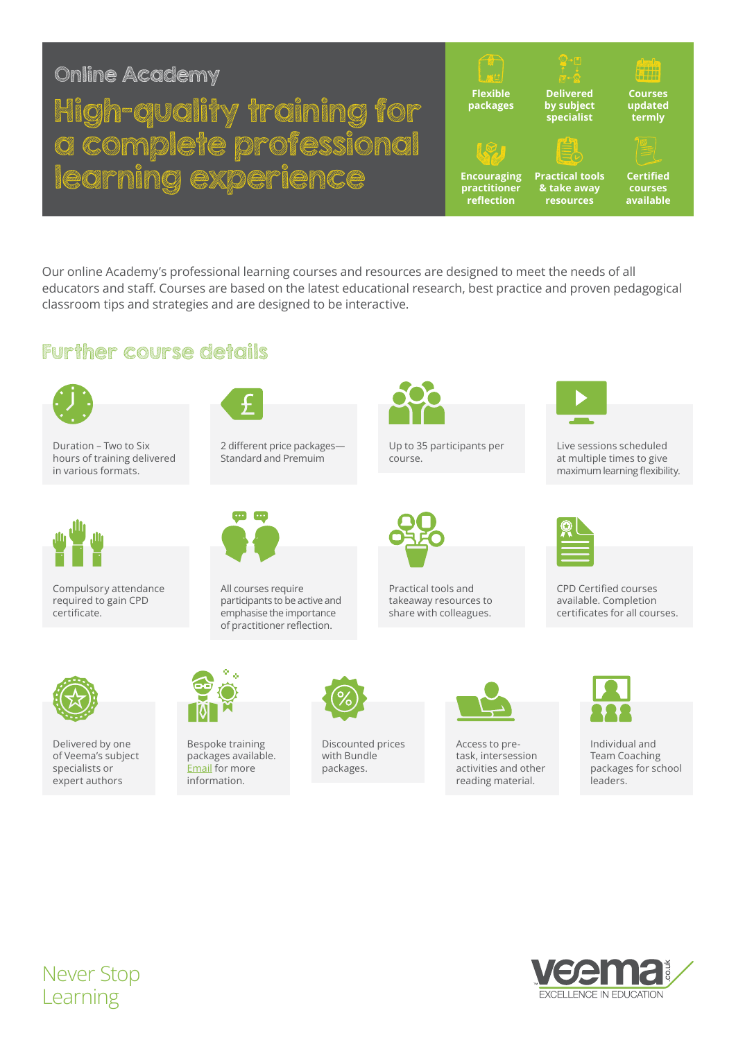Online Academy

# High-quality training for a complete professional learning experience

- Flexible packages
- Delivered by subject specialist
- Courses updated termly
- Encouraging practitioner reflection
- Practical tools & take away resources
- Certified courses available

Our online Academy's professional learning courses and resources are designed to meet the needs of all educators and staff. Courses are based on the latest educational research, best practice and proven pedagogical classroom tips and strategies and are designed to be interactive.

## Further course details

- Duration – Two to Six hours of training delivered in various formats.
- 2 different price packages—Standard and Premuim
- Up to 35 participants per course.
- Live sessions scheduled at multiple times to give maximum learning flexibility.
- Compulsory attendance required to gain CPD certificate.
- All courses require participants to be active and emphasise the importance of practitioner reflection.
- Practical tools and takeaway resources to share with colleagues.
- CPD Certified courses available. Completion certificates for all courses.
- Delivered by one of Veema's subject specialists or expert authors
- Bespoke training packages available. Email for more information.
- Discounted prices with Bundle packages.
- Access to pre-task, intersession activities and other reading material.
- Individual and Team Coaching packages for school leaders.

Never Stop Learning

veema.co.uk EXCELLENCE IN EDUCATION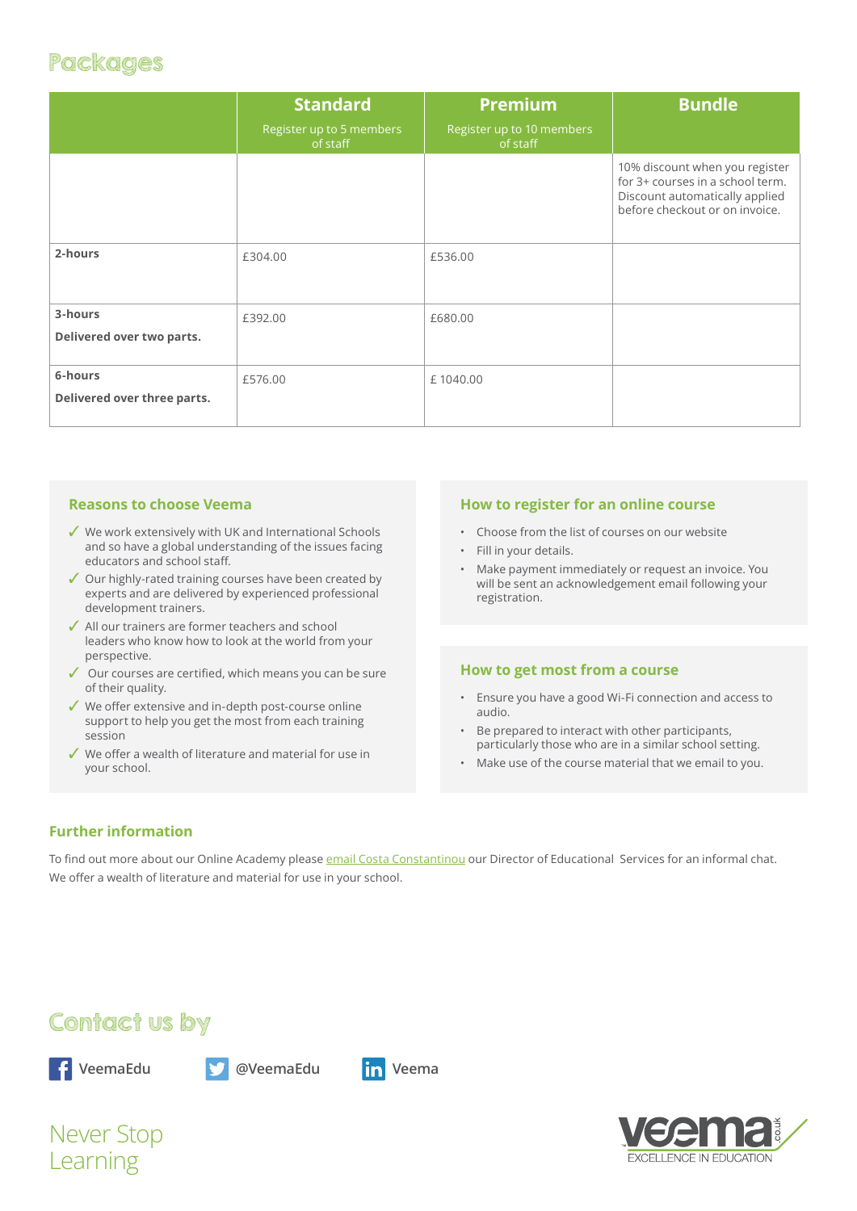## Packages

| | Standard<br>Register up to 5 members of staff | Premium<br>Register up to 10 members of staff | Bundle |
|---|---|---|---|
| | | | 10% discount when you register for 3+ courses in a school term. Discount automatically applied before checkout or on invoice. |
| **2-hours** | £304.00 | £536.00 | |
| **3-hours**<br>**Delivered over two parts.** | £392.00 | £680.00 | |
| **6-hours**<br>**Delivered over three parts.** | £576.00 | £ 1040.00 | |

### Reasons to choose Veema

- ✓ We work extensively with UK and International Schools and so have a global understanding of the issues facing educators and school staff.
- ✓ Our highly-rated training courses have been created by experts and are delivered by experienced professional development trainers.
- ✓ All our trainers are former teachers and school leaders who know how to look at the world from your perspective.
- ✓ Our courses are certified, which means you can be sure of their quality.
- ✓ We offer extensive and in-depth post-course online support to help you get the most from each training session
- ✓ We offer a wealth of literature and material for use in your school.

### How to register for an online course

- Choose from the list of courses on our website
- Fill in your details.
- Make payment immediately or request an invoice. You will be sent an acknowledgement email following your registration.

### How to get most from a course

- Ensure you have a good Wi-Fi connection and access to audio.
- Be prepared to interact with other participants, particularly those who are in a similar school setting.
- Make use of the course material that we email to you.

### Further information

To find out more about our Online Academy please email Costa Constantinou our Director of Educational Services for an informal chat. We offer a wealth of literature and material for use in your school.

## Contact us by

VeemaEdu

@VeemaEdu

Veema

Never Stop Learning

veema.co.uk EXCELLENCE IN EDUCATION